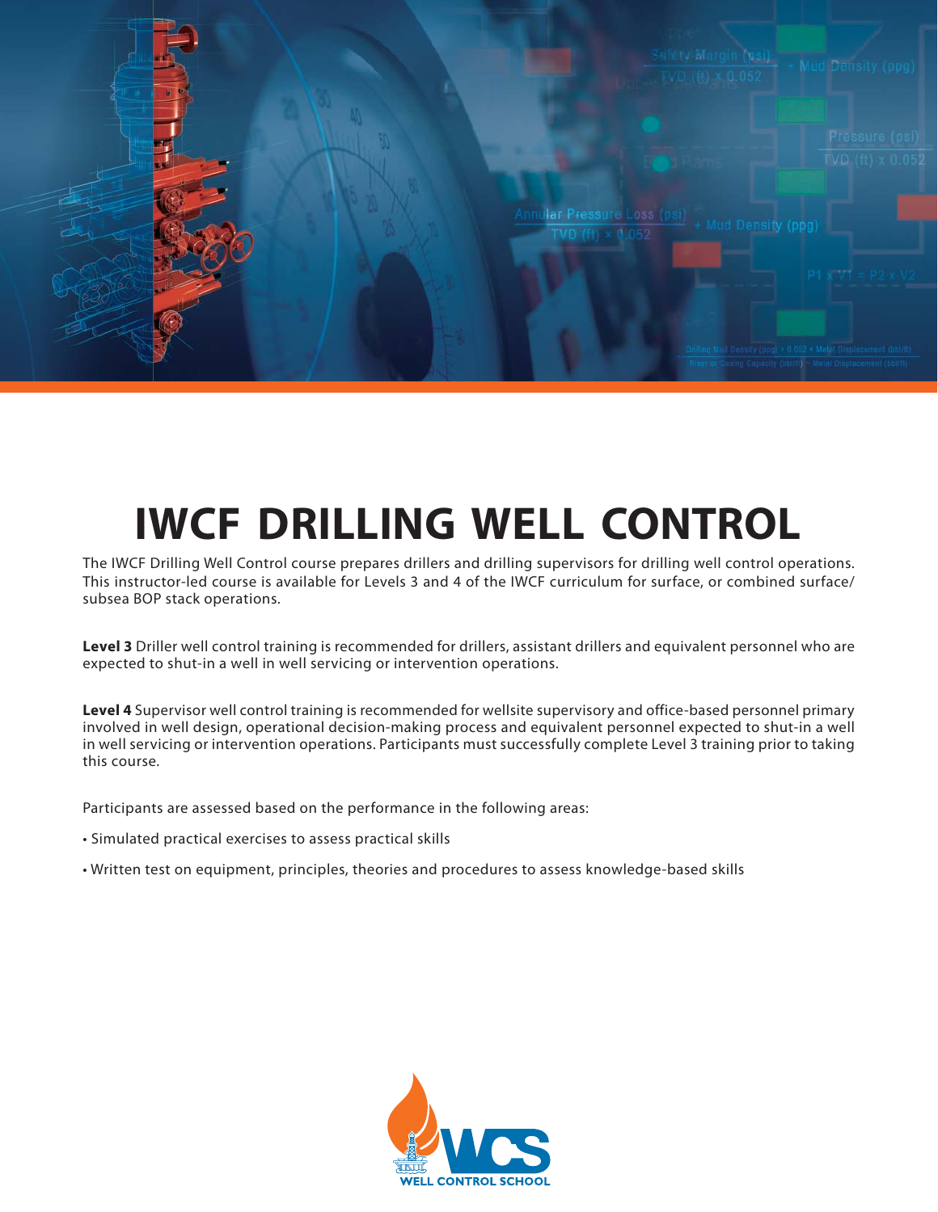# IWCF DRILLING WELL CONTROL

The IWCF Drilling Well Control course prepares drillers and drilling supervisors for drilling well control operations. This instructor-led course is available for Levels 3 and 4 of the IWCF curriculum for surface, or combined surface/subsea BOP stack operations.

**Level 3** Driller well control training is recommended for drillers, assistant drillers and equivalent personnel who are expected to shut-in a well in well servicing or intervention operations.

**Level 4** Supervisor well control training is recommended for wellsite supervisory and office-based personnel primary involved in well design, operational decision-making process and equivalent personnel expected to shut-in a well in well servicing or intervention operations. Participants must successfully complete Level 3 training prior to taking this course.

Participants are assessed based on the performance in the following areas:

- Simulated practical exercises to assess practical skills
- Written test on equipment, principles, theories and procedures to assess knowledge-based skills

WELL CONTROL SCHOOL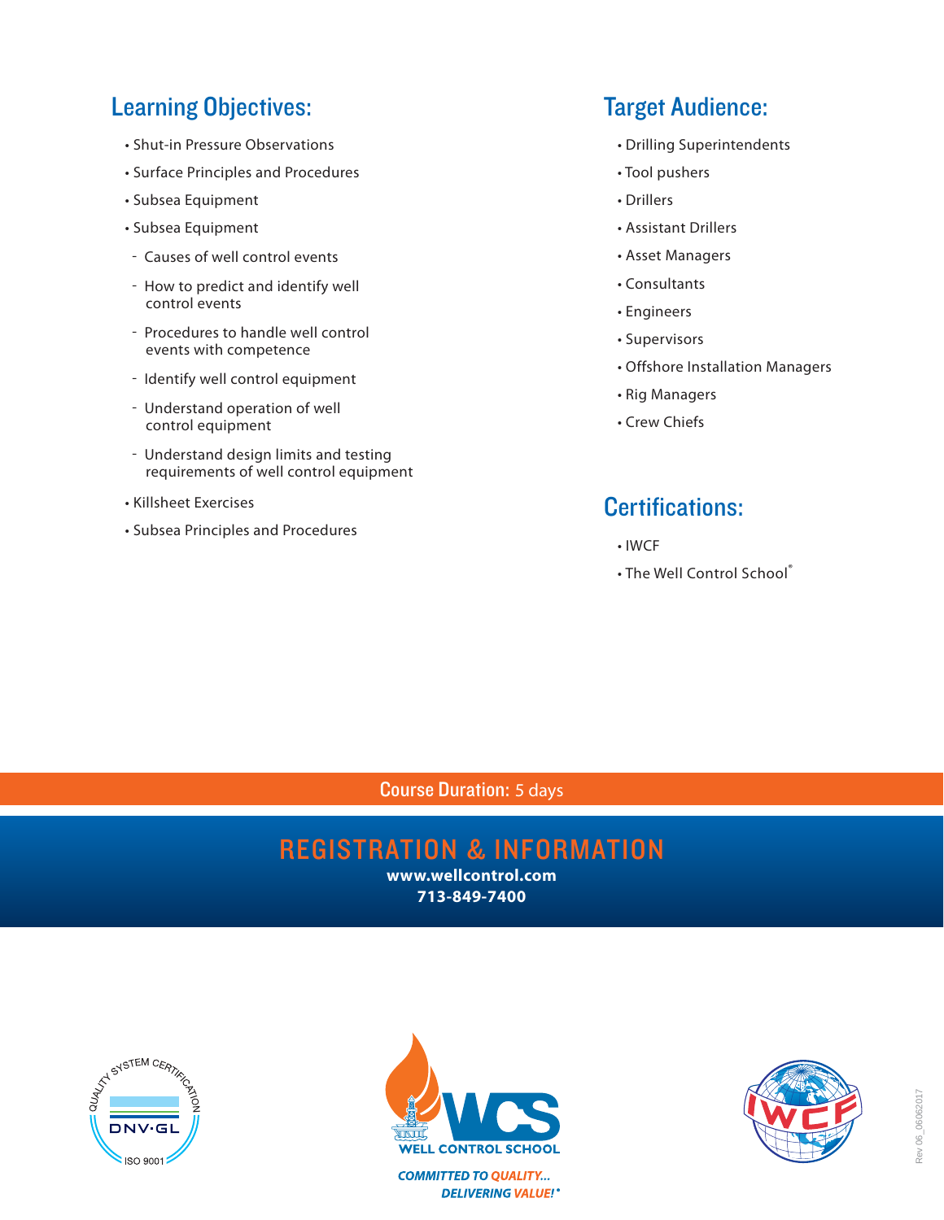## Learning Objectives:

- Shut-in Pressure Observations
- Surface Principles and Procedures
- Subsea Equipment
- Subsea Equipment
  - Causes of well control events
  - How to predict and identify well control events
  - Procedures to handle well control events with competence
  - Identify well control equipment
  - Understand operation of well control equipment
  - Understand design limits and testing requirements of well control equipment
- Killsheet Exercises
- Subsea Principles and Procedures

## Target Audience:

- Drilling Superintendents
- Tool pushers
- Drillers
- Assistant Drillers
- Asset Managers
- Consultants
- Engineers
- Supervisors
- Offshore Installation Managers
- Rig Managers
- Crew Chiefs

## Certifications:

- IWCF
- The Well Control School®

**Course Duration:** 5 days

## REGISTRATION & INFORMATION

**www.wellcontrol.com**

**713-849-7400**

QUALITY SYSTEM CERTIFICATION DNV·GL ISO 9001

WELL CONTROL SCHOOL

*COMMITTED TO QUALITY... DELIVERING VALUE!®*

IWCF

Rev 06_06062017